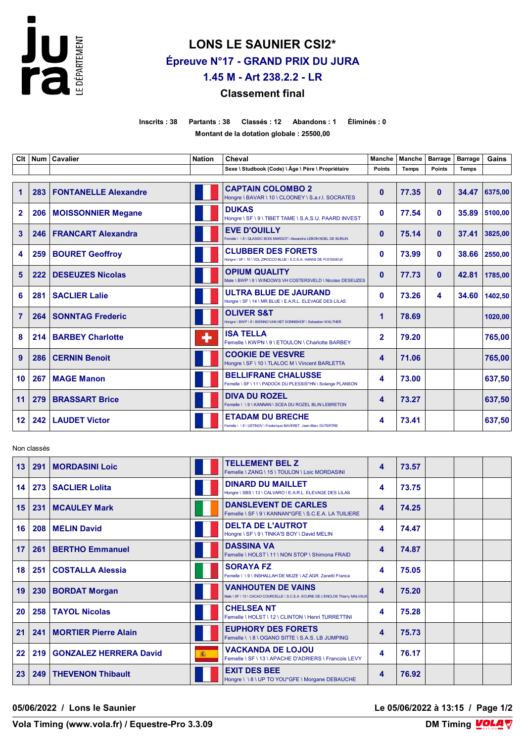# LONS LE SAUNIER CSI2*

## Épreuve N°17 - GRAND PRIX DU JURA

## 1.45 M - Art 238.2.2 - LR

## Classement final

**Inscrits : 38 Partants : 38 Classés : 12 Abandons : 1 Éliminés : 0**

**Montant de la dotation globale : 25500,00**

| Clt | Num | Cavalier | Nation | Cheval | Manche | Manche | Barrage | Barrage | Gains |
|---|---|---|---|---|---|---|---|---|---|
| | | | | Sexe \ Studbook (Code) \ Âge \ Père \ Propriétaire | Points | Temps | Points | Temps | |
| 1 | 283 | FONTANELLE Alexandre | | CAPTAIN COLOMBO 2<br>Hongre \ BAVAR \ 10 \ CLOONEY \ S.a.r.l. SOCRATES | 0 | 77.35 | 0 | 34.47 | 6375,00 |
| 2 | 206 | MOISSONNIER Megane | | DUKAS<br>Hongre \ SF \ 9 \ TIBET TAME \ S.A.S.U. PAARD INVEST | 0 | 77.54 | 0 | 35.89 | 5100,00 |
| 3 | 246 | FRANCART Alexandra | | EVE D'OUILLY<br>Femelle \ \ 8 \ QLASSIC BOIS MARGOT \ Alexandra LEBON NOEL DE BURLIN | 0 | 75.14 | 0 | 37.41 | 3825,00 |
| 4 | 259 | BOURET Geoffroy | | CLUBBER DES FORETS<br>Hongre \ SF \ 10 \ VDL ZIROCCO BLUE \ S.C.E.A. HARAS DE FUYSSIEUX | 0 | 73.99 | 0 | 38.66 | 2550,00 |
| 5 | 222 | DESEUZES Nicolas | | OPIUM QUALITY<br>Male \ BWP \ 8 \ WINDOWS VH COSTERSVELD \ Nicolas DESEUZES | 0 | 77.73 | 0 | 42.81 | 1785,00 |
| 6 | 281 | SACLIER Lalie | | ULTRA BLUE DE JAURAND<br>Hongre \ SF \ 14 \ MR BLUE \ E.A.R.L. ELEVAGE DES LILAS | 0 | 73.26 | 4 | 34.60 | 1402,50 |
| 7 | 264 | SONNTAG Frederic | | OLIVER S&T<br>Hongre \ BWP \ 8 \ BIENNO VAN HET SONNISHOF \ Sebastien WALTHER | 1 | 78.69 | | | 1020,00 |
| 8 | 214 | BARBEY Charlotte | | ISA TELLA<br>Femelle \ KWPN \ 9 \ ETOULON \ Charlotte BARBEY | 2 | 79.20 | | | 765,00 |
| 9 | 286 | CERNIN Benoit | | COOKIE DE VESVRE<br>Hongre \ SF \ 10 \ TLALOC M \ Vincent BARLETTA | 4 | 71.06 | | | 765,00 |
| 10 | 267 | MAGE Manon | | BELLIFRANE CHALUSSE<br>Femelle \ SF \ 11 \ PADOCK DU PLESSIS*HN \ Solange PLANSON | 4 | 73.00 | | | 637,50 |
| 11 | 279 | BRASSART Brice | | DIVA DU ROZEL<br>Femelle \ \ 9 \ KANNAN \ SCEA DU ROZEL BLIN LEBRETON | 4 | 73.27 | | | 637,50 |
| 12 | 242 | LAUDET Victor | | ETADAM DU BRECHE<br>Femelle \ \ 8 \ USTINOV \ Frederique BAVERET Jean-Marc DUTERTRE | 4 | 73.41 | | | 637,50 |

Non classés

| Clt | Num | Cavalier | Nation | Cheval | Manche Points | Manche Temps | Barrage Points | Barrage Temps | Gains |
|---|---|---|---|---|---|---|---|---|---|
| 13 | 291 | MORDASINI Loic | | TELLEMENT BEL Z<br>Femelle \ ZANG \ 15 \ TOULON \ Loic MORDASINI | 4 | 73.57 | | | |
| 14 | 273 | SACLIER Lolita | | DINARD DU MAILLET<br>Hongre \ SBS \ 13 \ CALVARO \ E.A.R.L. ELEVAGE DES LILAS | 4 | 73.75 | | | |
| 15 | 231 | MCAULEY Mark | | DANSLEVENT DE CARLES<br>Femelle \ SF \ 9 \ KANNAN*GFE \ S.C.E.A. LA TUILIERE | 4 | 74.25 | | | |
| 16 | 208 | MELIN David | | DELTA DE L'AUTROT<br>Hongre \ SF \ 9 \ TINKA'S BOY \ David MELIN | 4 | 74.47 | | | |
| 17 | 261 | BERTHO Emmanuel | | DASSINA VA<br>Femelle \ HOLST \ 11 \ NON STOP \ Shimona FRAID | 4 | 74.87 | | | |
| 18 | 251 | COSTALLA Alessia | | SORAYA FZ<br>Femelle \ \ 9 \ INSHALLAH DE MUZE \ AZ.AGR. Zanetti Franca | 4 | 75.05 | | | |
| 19 | 230 | BORDAT Morgan | | VANHOUTEN DE VAINS<br>Male \ SF \ 13 \ CACAO COURCELLE \ S.C.E.A. ECURIE DE L'ENCLOS Thierry MALVAUX | 4 | 75.20 | | | |
| 20 | 258 | TAYOL Nicolas | | CHELSEA NT<br>Femelle \ HOLST \ 12 \ CLINTON \ Henri TURRETTINI | 4 | 75.28 | | | |
| 21 | 241 | MORTIER Pierre Alain | | EUPHORY DES FORETS<br>Femelle \ \ 8 \ OGANO SITTE \ S.A.S. LB JUMPING | 4 | 75.73 | | | |
| 22 | 219 | GONZALEZ HERRERA David | | VACKANDA DE LOJOU<br>Femelle \ SF \ 13 \ APACHE D'ADRIERS \ Francois LEVY | 4 | 76.17 | | | |
| 23 | 249 | THEVENON Thibault | | EXIT DES BEE<br>Hongre \ \ 8 \ UP TO YOU*GFE \ Morgane DEBAUCHE | 4 | 76.92 | | | |

05/06/2022 / Lons le Saunier

Le 05/06/2022 à 13:15

Vola Timing (www.vola.fr) / Equestre-Pro 3.3.09

DM Timing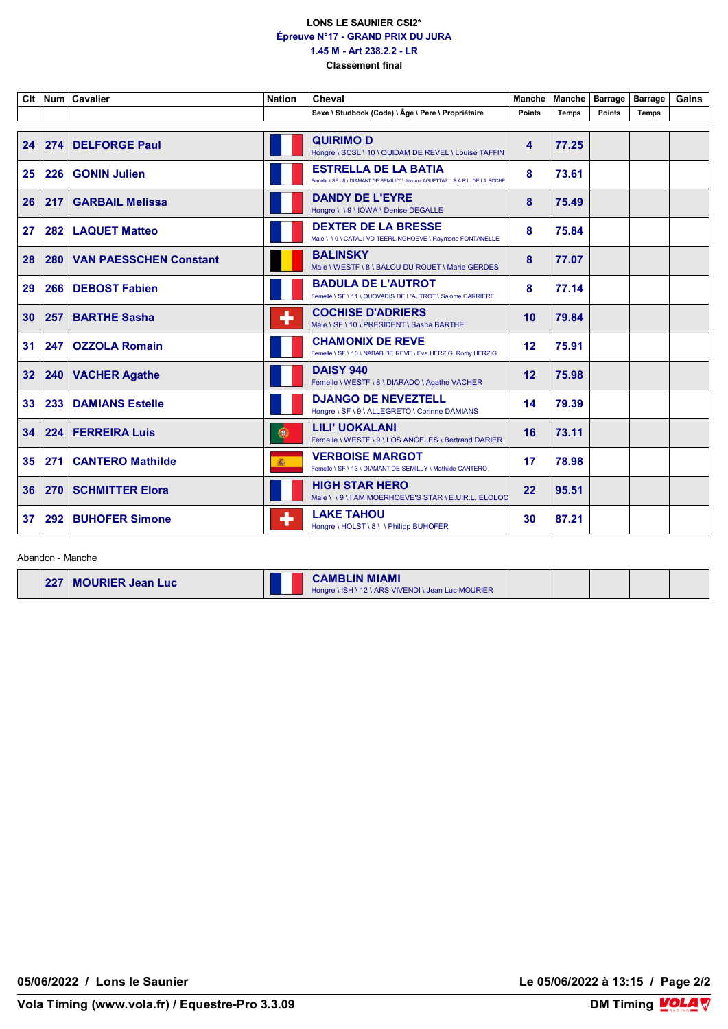**LONS LE SAUNIER CSI2***

**Épreuve N°17 - GRAND PRIX DU JURA**

**1.45 M - Art 238.2.2 - LR**

**Classement final**

| Clt | Num | Cavalier | Nation | Cheval | Manche | Manche | Barrage | Barrage | Gains |
|---|---|---|---|---|---|---|---|---|---|
| | | | | Sexe \ Studbook (Code) \ Âge \ Père \ Propriétaire | Points | Temps | Points | Temps | |
| 24 | 274 | DELFORGE Paul | | QUIRIMO D<br>Hongre \ SCSL \ 10 \ QUIDAM DE REVEL \ Louise TAFFIN | 4 | 77.25 | | | |
| 25 | 226 | GONIN Julien | | ESTRELLA DE LA BATIA<br>Femelle \ SF \ 8 \ DIAMANT DE SEMILLY \ Jerome AGUETTAZ S.A.R.L. DE LA ROCHE | 8 | 73.61 | | | |
| 26 | 217 | GARBAIL Melissa | | DANDY DE L'EYRE<br>Hongre \ \ 9 \ IOWA \ Denise DEGALLE | 8 | 75.49 | | | |
| 27 | 282 | LAQUET Matteo | | DEXTER DE LA BRESSE<br>Male \ \ 9 \ CATALI VD TEERLINGHOEVE \ Raymond FONTANELLE | 8 | 75.84 | | | |
| 28 | 280 | VAN PAESSCHEN Constant | | BALINSKY<br>Male \ WESTF \ 8 \ BALOU DU ROUET \ Marie GERDES | 8 | 77.07 | | | |
| 29 | 266 | DEBOST Fabien | | BADULA DE L'AUTROT<br>Femelle \ SF \ 11 \ QUOVADIS DE L'AUTROT \ Salome CARRIERE | 8 | 77.14 | | | |
| 30 | 257 | BARTHE Sasha | | COCHISE D'ADRIERS<br>Male \ SF \ 10 \ PRESIDENT \ Sasha BARTHE | 10 | 79.84 | | | |
| 31 | 247 | OZZOLA Romain | | CHAMONIX DE REVE<br>Femelle \ SF \ 10 \ NABAB DE REVE \ Eva HERZIG Romy HERZIG | 12 | 75.91 | | | |
| 32 | 240 | VACHER Agathe | | DAISY 940<br>Femelle \ WESTF \ 8 \ DIARADO \ Agathe VACHER | 12 | 75.98 | | | |
| 33 | 233 | DAMIANS Estelle | | DJANGO DE NEVEZTELL<br>Hongre \ SF \ 9 \ ALLEGRETO \ Corinne DAMIANS | 14 | 79.39 | | | |
| 34 | 224 | FERREIRA Luis | | LILI' UOKALANI<br>Femelle \ WESTF \ 9 \ LOS ANGELES \ Bertrand DARIER | 16 | 73.11 | | | |
| 35 | 271 | CANTERO Mathilde | | VERBOISE MARGOT<br>Femelle \ SF \ 13 \ DIAMANT DE SEMILLY \ Mathilde CANTERO | 17 | 78.98 | | | |
| 36 | 270 | SCHMITTER Elora | | HIGH STAR HERO<br>Male \ \ 9 \ I AM MOERHOEVE'S STAR \ E.U.R.L. ELOLOC | 22 | 95.51 | | | |
| 37 | 292 | BUHOFER Simone | | LAKE TAHOU<br>Hongre \ HOLST \ 8 \ \ Philipp BUHOFER | 30 | 87.21 | | | |

Abandon - Manche

| Clt | Num | Cavalier | Nation | Cheval | Manche | Manche | Barrage | Barrage | Gains |
|---|---|---|---|---|---|---|---|---|---|
| | 227 | MOURIER Jean Luc | | CAMBLIN MIAMI<br>Hongre \ ISH \ 12 \ ARS VIVENDI \ Jean Luc MOURIER | | | | | |

05/06/2022 / Lons le Saunier

Le 05/06/2022 à 13:15

Vola Timing (www.vola.fr) / Equestre-Pro 3.3.09

DM Timing